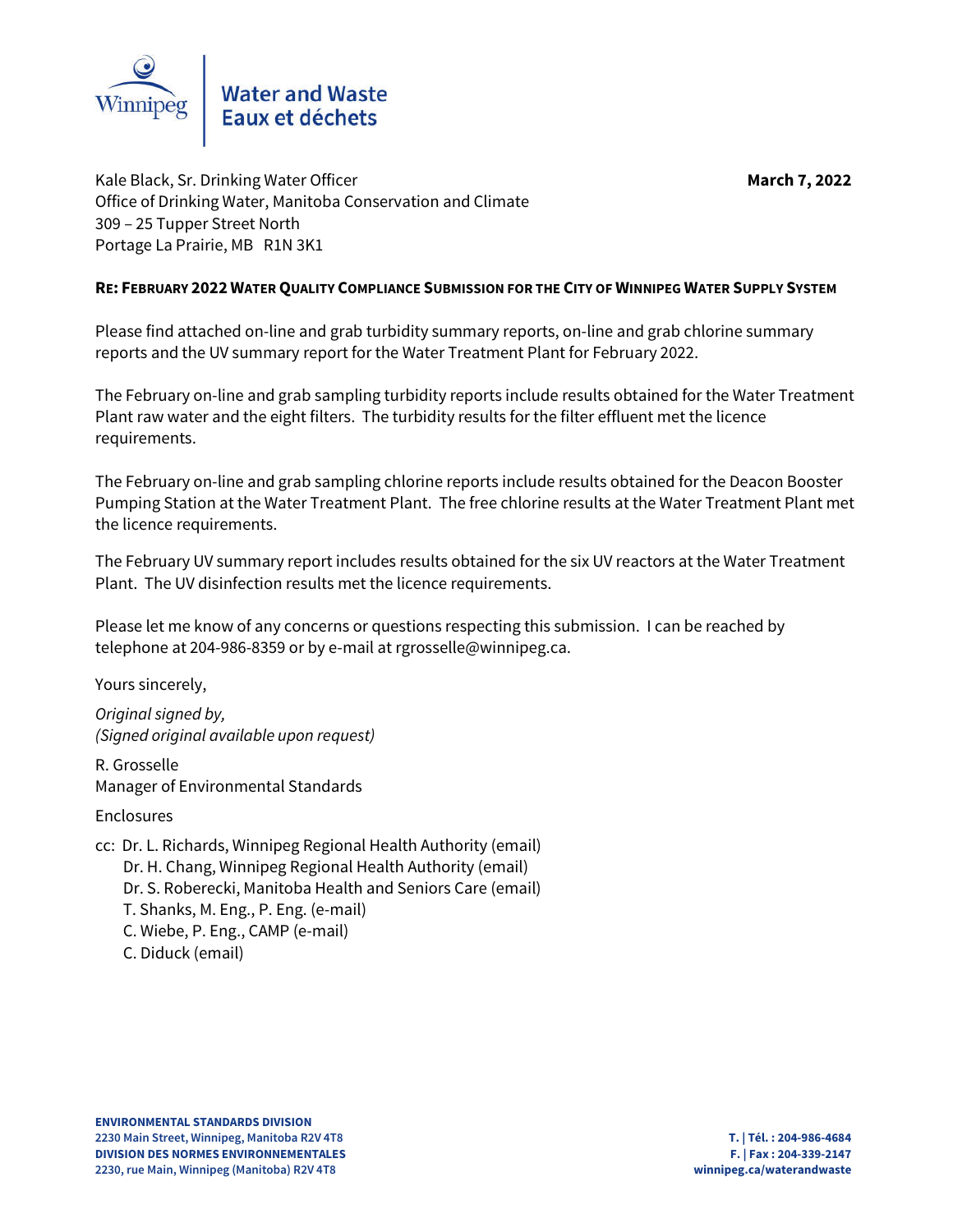Water and Waste
Eaux et déchets

Kale Black, Sr. Drinking Water Officer
Office of Drinking Water, Manitoba Conservation and Climate
309 – 25 Tupper Street North
Portage La Prairie, MB R1N 3K1

**March 7, 2022**

**RE: FEBRUARY 2022 WATER QUALITY COMPLIANCE SUBMISSION FOR THE CITY OF WINNIPEG WATER SUPPLY SYSTEM**

Please find attached on-line and grab turbidity summary reports, on-line and grab chlorine summary reports and the UV summary report for the Water Treatment Plant for February 2022.

The February on-line and grab sampling turbidity reports include results obtained for the Water Treatment Plant raw water and the eight filters. The turbidity results for the filter effluent met the licence requirements.

The February on-line and grab sampling chlorine reports include results obtained for the Deacon Booster Pumping Station at the Water Treatment Plant. The free chlorine results at the Water Treatment Plant met the licence requirements.

The February UV summary report includes results obtained for the six UV reactors at the Water Treatment Plant. The UV disinfection results met the licence requirements.

Please let me know of any concerns or questions respecting this submission. I can be reached by telephone at 204-986-8359 or by e-mail at rgrosselle@winnipeg.ca.

Yours sincerely,

*Original signed by,*
*(Signed original available upon request)*

R. Grosselle
Manager of Environmental Standards

Enclosures

cc: Dr. L. Richards, Winnipeg Regional Health Authority (email)
Dr. H. Chang, Winnipeg Regional Health Authority (email)
Dr. S. Roberecki, Manitoba Health and Seniors Care (email)
T. Shanks, M. Eng., P. Eng. (e-mail)
C. Wiebe, P. Eng., CAMP (e-mail)
C. Diduck (email)

**ENVIRONMENTAL STANDARDS DIVISION**
**2230 Main Street, Winnipeg, Manitoba R2V 4T8**
**DIVISION DES NORMES ENVIRONNEMENTALES**
**2230, rue Main, Winnipeg (Manitoba) R2V 4T8**

**T. | Tél. : 204-986-4684**
**F. | Fax : 204-339-2147**
**winnipeg.ca/waterandwaste**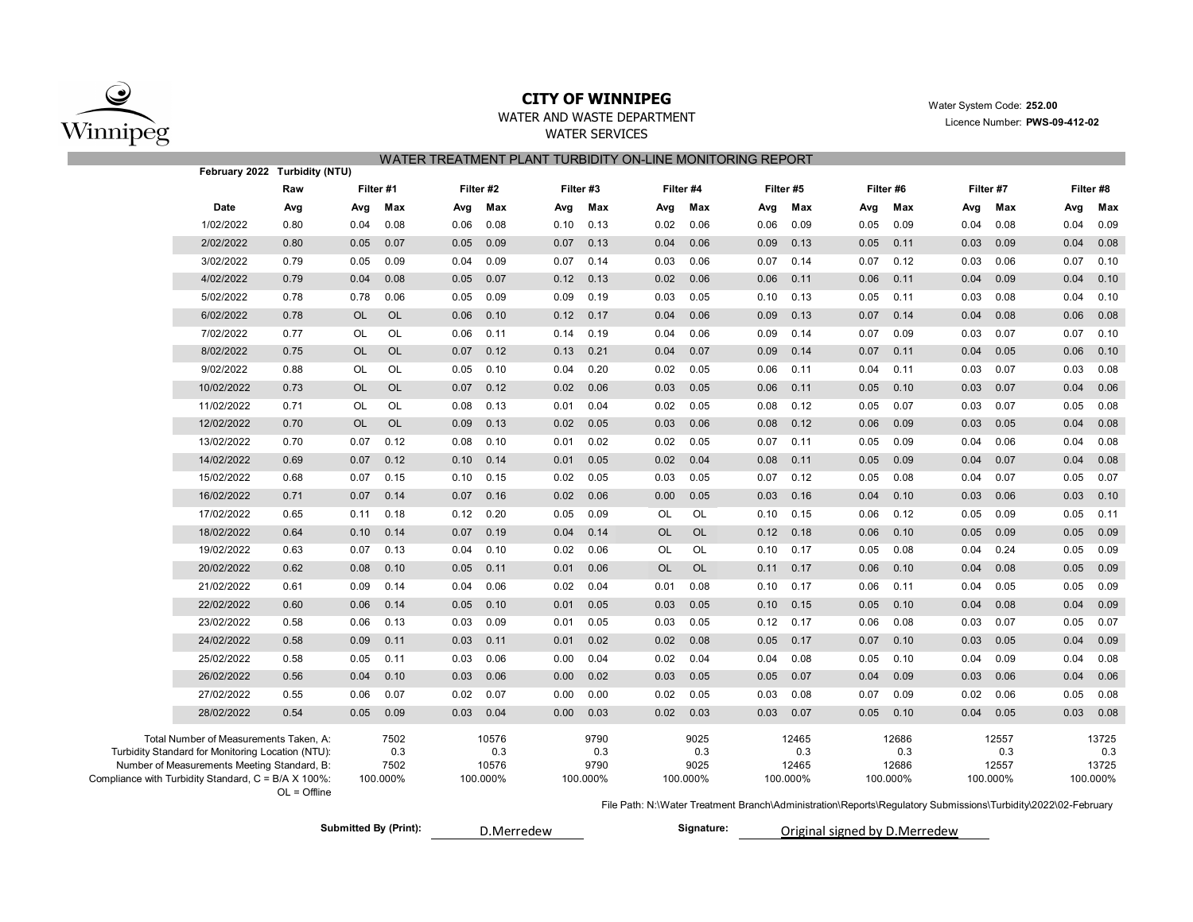# CITY OF WINNIPEG

WATER AND WASTE DEPARTMENT

WATER SERVICES

Water System Code: **252.00**

Licence Number: **PWS-09-412-02**

## WATER TREATMENT PLANT TURBIDITY ON-LINE MONITORING REPORT

| February 2022 | Turbidity (NTU) | | | | | | | | | | | | | | | | |
|---|---|---|---|---|---|---|---|---|---|---|---|---|---|---|---|---|---|
| | Raw | Filter #1 | | Filter #2 | | Filter #3 | | Filter #4 | | Filter #5 | | Filter #6 | | Filter #7 | | Filter #8 | |
| Date | Avg | Avg | Max | Avg | Max | Avg | Max | Avg | Max | Avg | Max | Avg | Max | Avg | Max | Avg | Max |
| 1/02/2022 | 0.80 | 0.04 | 0.08 | 0.06 | 0.08 | 0.10 | 0.13 | 0.02 | 0.06 | 0.06 | 0.09 | 0.05 | 0.09 | 0.04 | 0.08 | 0.04 | 0.09 |
| 2/02/2022 | 0.80 | 0.05 | 0.07 | 0.05 | 0.09 | 0.07 | 0.13 | 0.04 | 0.06 | 0.09 | 0.13 | 0.05 | 0.11 | 0.03 | 0.09 | 0.04 | 0.08 |
| 3/02/2022 | 0.79 | 0.05 | 0.09 | 0.04 | 0.09 | 0.07 | 0.14 | 0.03 | 0.06 | 0.07 | 0.14 | 0.07 | 0.12 | 0.03 | 0.06 | 0.07 | 0.10 |
| 4/02/2022 | 0.79 | 0.04 | 0.08 | 0.05 | 0.07 | 0.12 | 0.13 | 0.02 | 0.06 | 0.06 | 0.11 | 0.06 | 0.11 | 0.04 | 0.09 | 0.04 | 0.10 |
| 5/02/2022 | 0.78 | 0.78 | 0.06 | 0.05 | 0.09 | 0.09 | 0.19 | 0.03 | 0.05 | 0.10 | 0.13 | 0.05 | 0.11 | 0.03 | 0.08 | 0.04 | 0.10 |
| 6/02/2022 | 0.78 | OL | OL | 0.06 | 0.10 | 0.12 | 0.17 | 0.04 | 0.06 | 0.09 | 0.13 | 0.07 | 0.14 | 0.04 | 0.08 | 0.06 | 0.08 |
| 7/02/2022 | 0.77 | OL | OL | 0.06 | 0.11 | 0.14 | 0.19 | 0.04 | 0.06 | 0.09 | 0.14 | 0.07 | 0.09 | 0.03 | 0.07 | 0.07 | 0.10 |
| 8/02/2022 | 0.75 | OL | OL | 0.07 | 0.12 | 0.13 | 0.21 | 0.04 | 0.07 | 0.09 | 0.14 | 0.07 | 0.11 | 0.04 | 0.05 | 0.06 | 0.10 |
| 9/02/2022 | 0.88 | OL | OL | 0.05 | 0.10 | 0.04 | 0.20 | 0.02 | 0.05 | 0.06 | 0.11 | 0.04 | 0.11 | 0.03 | 0.07 | 0.03 | 0.08 |
| 10/02/2022 | 0.73 | OL | OL | 0.07 | 0.12 | 0.02 | 0.06 | 0.03 | 0.05 | 0.06 | 0.11 | 0.05 | 0.10 | 0.03 | 0.07 | 0.04 | 0.06 |
| 11/02/2022 | 0.71 | OL | OL | 0.08 | 0.13 | 0.01 | 0.04 | 0.02 | 0.05 | 0.08 | 0.12 | 0.05 | 0.07 | 0.03 | 0.07 | 0.05 | 0.08 |
| 12/02/2022 | 0.70 | OL | OL | 0.09 | 0.13 | 0.02 | 0.05 | 0.03 | 0.06 | 0.08 | 0.12 | 0.06 | 0.09 | 0.03 | 0.05 | 0.04 | 0.08 |
| 13/02/2022 | 0.70 | 0.07 | 0.12 | 0.08 | 0.10 | 0.01 | 0.02 | 0.02 | 0.05 | 0.07 | 0.11 | 0.05 | 0.09 | 0.04 | 0.06 | 0.04 | 0.08 |
| 14/02/2022 | 0.69 | 0.07 | 0.12 | 0.10 | 0.14 | 0.01 | 0.05 | 0.02 | 0.04 | 0.08 | 0.11 | 0.05 | 0.09 | 0.04 | 0.07 | 0.04 | 0.08 |
| 15/02/2022 | 0.68 | 0.07 | 0.15 | 0.10 | 0.15 | 0.02 | 0.05 | 0.03 | 0.05 | 0.07 | 0.12 | 0.05 | 0.08 | 0.04 | 0.07 | 0.05 | 0.07 |
| 16/02/2022 | 0.71 | 0.07 | 0.14 | 0.07 | 0.16 | 0.02 | 0.06 | 0.00 | 0.05 | 0.03 | 0.16 | 0.04 | 0.10 | 0.03 | 0.06 | 0.03 | 0.10 |
| 17/02/2022 | 0.65 | 0.11 | 0.18 | 0.12 | 0.20 | 0.05 | 0.09 | OL | OL | 0.10 | 0.15 | 0.06 | 0.12 | 0.05 | 0.09 | 0.05 | 0.11 |
| 18/02/2022 | 0.64 | 0.10 | 0.14 | 0.07 | 0.19 | 0.04 | 0.14 | OL | OL | 0.12 | 0.18 | 0.06 | 0.10 | 0.05 | 0.09 | 0.05 | 0.09 |
| 19/02/2022 | 0.63 | 0.07 | 0.13 | 0.04 | 0.10 | 0.02 | 0.06 | OL | OL | 0.10 | 0.17 | 0.05 | 0.08 | 0.04 | 0.24 | 0.05 | 0.09 |
| 20/02/2022 | 0.62 | 0.08 | 0.10 | 0.05 | 0.11 | 0.01 | 0.06 | OL | OL | 0.11 | 0.17 | 0.06 | 0.10 | 0.04 | 0.08 | 0.05 | 0.09 |
| 21/02/2022 | 0.61 | 0.09 | 0.14 | 0.04 | 0.06 | 0.02 | 0.04 | 0.01 | 0.08 | 0.10 | 0.17 | 0.06 | 0.11 | 0.04 | 0.05 | 0.05 | 0.09 |
| 22/02/2022 | 0.60 | 0.06 | 0.14 | 0.05 | 0.10 | 0.01 | 0.05 | 0.03 | 0.05 | 0.10 | 0.15 | 0.05 | 0.10 | 0.04 | 0.08 | 0.04 | 0.09 |
| 23/02/2022 | 0.58 | 0.06 | 0.13 | 0.03 | 0.09 | 0.01 | 0.05 | 0.03 | 0.05 | 0.12 | 0.17 | 0.06 | 0.08 | 0.03 | 0.07 | 0.05 | 0.07 |
| 24/02/2022 | 0.58 | 0.09 | 0.11 | 0.03 | 0.11 | 0.01 | 0.02 | 0.02 | 0.08 | 0.05 | 0.17 | 0.07 | 0.10 | 0.03 | 0.05 | 0.04 | 0.09 |
| 25/02/2022 | 0.58 | 0.05 | 0.11 | 0.03 | 0.06 | 0.00 | 0.04 | 0.02 | 0.04 | 0.04 | 0.08 | 0.05 | 0.10 | 0.04 | 0.09 | 0.04 | 0.08 |
| 26/02/2022 | 0.56 | 0.04 | 0.10 | 0.03 | 0.06 | 0.00 | 0.02 | 0.03 | 0.05 | 0.05 | 0.07 | 0.04 | 0.09 | 0.03 | 0.06 | 0.04 | 0.06 |
| 27/02/2022 | 0.55 | 0.06 | 0.07 | 0.02 | 0.07 | 0.00 | 0.00 | 0.02 | 0.05 | 0.03 | 0.08 | 0.07 | 0.09 | 0.02 | 0.06 | 0.05 | 0.08 |
| 28/02/2022 | 0.54 | 0.05 | 0.09 | 0.03 | 0.04 | 0.00 | 0.03 | 0.02 | 0.03 | 0.03 | 0.07 | 0.05 | 0.10 | 0.04 | 0.05 | 0.03 | 0.08 |
| Total Number of Measurements Taken, A: | | | 7502 | | 10576 | | 9790 | | 9025 | | 12465 | | 12686 | | 12557 | | 13725 |
| Turbidity Standard for Monitoring Location (NTU): | | | 0.3 | | 0.3 | | 0.3 | | 0.3 | | 0.3 | | 0.3 | | 0.3 | | 0.3 |
| Number of Measurements Meeting Standard, B: | | | 7502 | | 10576 | | 9790 | | 9025 | | 12465 | | 12686 | | 12557 | | 13725 |
| Compliance with Turbidity Standard, C = B/A X 100%: | | | 100.000% | | 100.000% | | 100.000% | | 100.000% | | 100.000% | | 100.000% | | 100.000% | | 100.000% |

OL = Offline

File Path: N:\Water Treatment Branch\Administration\Reports\Regulatory Submissions\Turbidity\2022\02-February

**Submitted By (Print):** D.Merredew

**Signature:** Original signed by D.Merredew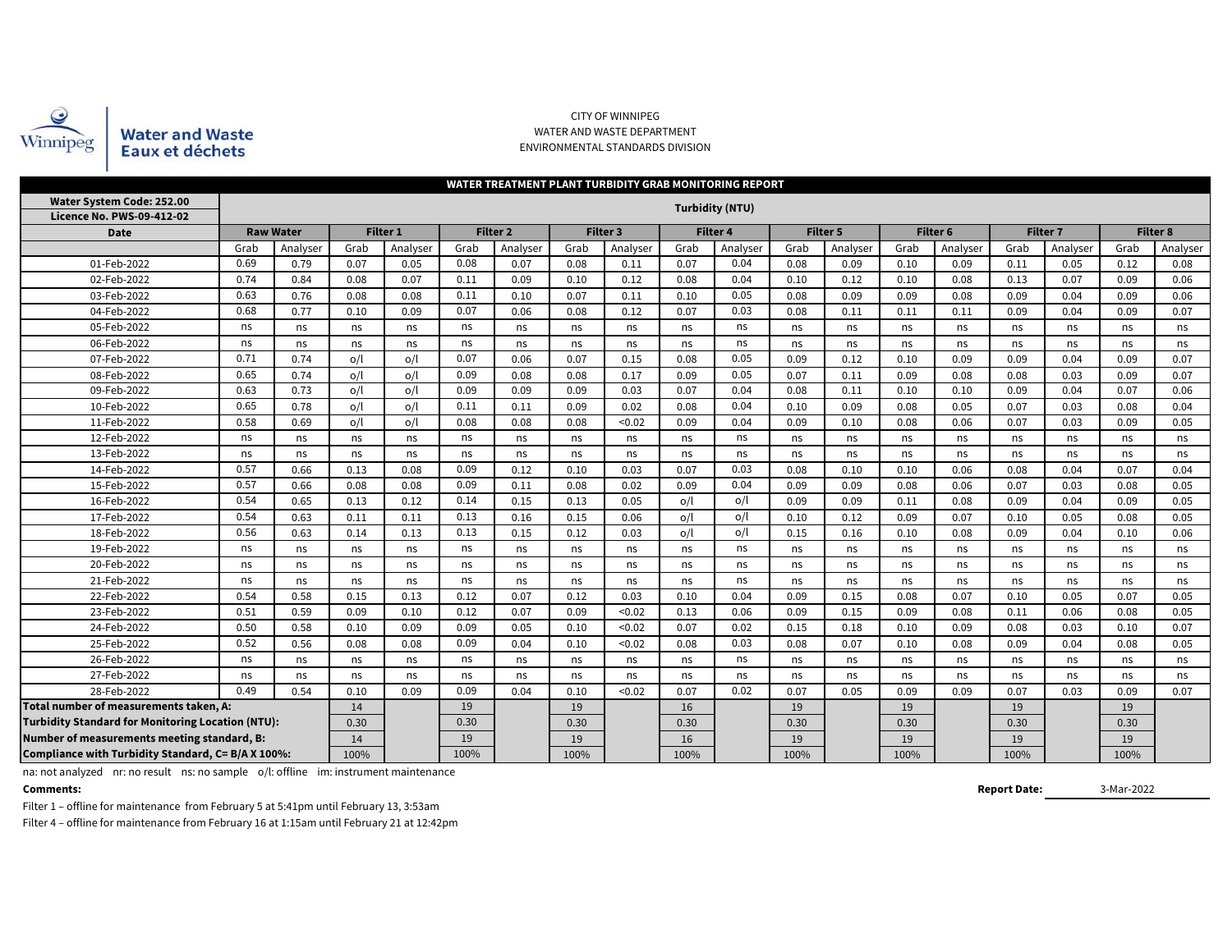Water and Waste
Eaux et déchets

CITY OF WINNIPEG
WATER AND WASTE DEPARTMENT
ENVIRONMENTAL STANDARDS DIVISION

## WATER TREATMENT PLANT TURBIDITY GRAB MONITORING REPORT

| Water System Code: 252.00<br>Licence No. PWS-09-412-02 | Turbidity (NTU) | | | | | | | | | | | | | | | | | |
|---|---|---|---|---|---|---|---|---|---|---|---|---|---|---|---|---|---|---|
| **Date** | **Raw Water** | | **Filter 1** | | **Filter 2** | | **Filter 3** | | **Filter 4** | | **Filter 5** | | **Filter 6** | | **Filter 7** | | **Filter 8** | |
| | Grab | Analyser | Grab | Analyser | Grab | Analyser | Grab | Analyser | Grab | Analyser | Grab | Analyser | Grab | Analyser | Grab | Analyser | Grab | Analyser |
| 01-Feb-2022 | 0.69 | 0.79 | 0.07 | 0.05 | 0.08 | 0.07 | 0.08 | 0.11 | 0.07 | 0.04 | 0.08 | 0.09 | 0.10 | 0.09 | 0.11 | 0.05 | 0.12 | 0.08 |
| 02-Feb-2022 | 0.74 | 0.84 | 0.08 | 0.07 | 0.11 | 0.09 | 0.10 | 0.12 | 0.08 | 0.04 | 0.10 | 0.12 | 0.10 | 0.08 | 0.13 | 0.07 | 0.09 | 0.06 |
| 03-Feb-2022 | 0.63 | 0.76 | 0.08 | 0.08 | 0.11 | 0.10 | 0.07 | 0.11 | 0.10 | 0.05 | 0.08 | 0.09 | 0.09 | 0.08 | 0.09 | 0.04 | 0.09 | 0.06 |
| 04-Feb-2022 | 0.68 | 0.77 | 0.10 | 0.09 | 0.07 | 0.06 | 0.08 | 0.12 | 0.07 | 0.03 | 0.08 | 0.11 | 0.11 | 0.11 | 0.09 | 0.04 | 0.09 | 0.07 |
| 05-Feb-2022 | ns | ns | ns | ns | ns | ns | ns | ns | ns | ns | ns | ns | ns | ns | ns | ns | ns | ns |
| 06-Feb-2022 | ns | ns | ns | ns | ns | ns | ns | ns | ns | ns | ns | ns | ns | ns | ns | ns | ns | ns |
| 07-Feb-2022 | 0.71 | 0.74 | o/l | o/l | 0.07 | 0.06 | 0.07 | 0.15 | 0.08 | 0.05 | 0.09 | 0.12 | 0.10 | 0.09 | 0.09 | 0.04 | 0.09 | 0.07 |
| 08-Feb-2022 | 0.65 | 0.74 | o/l | o/l | 0.09 | 0.08 | 0.08 | 0.17 | 0.09 | 0.05 | 0.07 | 0.11 | 0.09 | 0.08 | 0.08 | 0.03 | 0.09 | 0.07 |
| 09-Feb-2022 | 0.63 | 0.73 | o/l | o/l | 0.09 | 0.09 | 0.09 | 0.03 | 0.07 | 0.04 | 0.08 | 0.11 | 0.10 | 0.10 | 0.09 | 0.04 | 0.07 | 0.06 |
| 10-Feb-2022 | 0.65 | 0.78 | o/l | o/l | 0.11 | 0.11 | 0.09 | 0.02 | 0.08 | 0.04 | 0.10 | 0.09 | 0.08 | 0.05 | 0.07 | 0.03 | 0.08 | 0.04 |
| 11-Feb-2022 | 0.58 | 0.69 | o/l | o/l | 0.08 | 0.08 | 0.08 | <0.02 | 0.09 | 0.04 | 0.09 | 0.10 | 0.08 | 0.06 | 0.07 | 0.03 | 0.09 | 0.05 |
| 12-Feb-2022 | ns | ns | ns | ns | ns | ns | ns | ns | ns | ns | ns | ns | ns | ns | ns | ns | ns | ns |
| 13-Feb-2022 | ns | ns | ns | ns | ns | ns | ns | ns | ns | ns | ns | ns | ns | ns | ns | ns | ns | ns |
| 14-Feb-2022 | 0.57 | 0.66 | 0.13 | 0.08 | 0.09 | 0.12 | 0.10 | 0.03 | 0.07 | 0.03 | 0.08 | 0.10 | 0.10 | 0.06 | 0.08 | 0.04 | 0.07 | 0.04 |
| 15-Feb-2022 | 0.57 | 0.66 | 0.08 | 0.08 | 0.09 | 0.11 | 0.08 | 0.02 | 0.09 | 0.04 | 0.09 | 0.09 | 0.08 | 0.06 | 0.07 | 0.03 | 0.08 | 0.05 |
| 16-Feb-2022 | 0.54 | 0.65 | 0.13 | 0.12 | 0.14 | 0.15 | 0.13 | 0.05 | o/l | o/l | 0.09 | 0.09 | 0.11 | 0.08 | 0.09 | 0.04 | 0.09 | 0.05 |
| 17-Feb-2022 | 0.54 | 0.63 | 0.11 | 0.11 | 0.13 | 0.16 | 0.15 | 0.06 | o/l | o/l | 0.10 | 0.12 | 0.09 | 0.07 | 0.10 | 0.05 | 0.08 | 0.05 |
| 18-Feb-2022 | 0.56 | 0.63 | 0.14 | 0.13 | 0.13 | 0.15 | 0.12 | 0.03 | o/l | o/l | 0.15 | 0.16 | 0.10 | 0.08 | 0.09 | 0.04 | 0.10 | 0.06 |
| 19-Feb-2022 | ns | ns | ns | ns | ns | ns | ns | ns | ns | ns | ns | ns | ns | ns | ns | ns | ns | ns |
| 20-Feb-2022 | ns | ns | ns | ns | ns | ns | ns | ns | ns | ns | ns | ns | ns | ns | ns | ns | ns | ns |
| 21-Feb-2022 | ns | ns | ns | ns | ns | ns | ns | ns | ns | ns | ns | ns | ns | ns | ns | ns | ns | ns |
| 22-Feb-2022 | 0.54 | 0.58 | 0.15 | 0.13 | 0.12 | 0.07 | 0.12 | 0.03 | 0.10 | 0.04 | 0.09 | 0.15 | 0.08 | 0.07 | 0.10 | 0.05 | 0.07 | 0.05 |
| 23-Feb-2022 | 0.51 | 0.59 | 0.09 | 0.10 | 0.12 | 0.07 | 0.09 | <0.02 | 0.13 | 0.06 | 0.09 | 0.15 | 0.09 | 0.08 | 0.11 | 0.06 | 0.08 | 0.05 |
| 24-Feb-2022 | 0.50 | 0.58 | 0.10 | 0.09 | 0.09 | 0.05 | 0.10 | <0.02 | 0.07 | 0.02 | 0.15 | 0.18 | 0.10 | 0.09 | 0.08 | 0.03 | 0.10 | 0.07 |
| 25-Feb-2022 | 0.52 | 0.56 | 0.08 | 0.08 | 0.09 | 0.04 | 0.10 | <0.02 | 0.08 | 0.03 | 0.08 | 0.07 | 0.10 | 0.08 | 0.09 | 0.04 | 0.08 | 0.05 |
| 26-Feb-2022 | ns | ns | ns | ns | ns | ns | ns | ns | ns | ns | ns | ns | ns | ns | ns | ns | ns | ns |
| 27-Feb-2022 | ns | ns | ns | ns | ns | ns | ns | ns | ns | ns | ns | ns | ns | ns | ns | ns | ns | ns |
| 28-Feb-2022 | 0.49 | 0.54 | 0.10 | 0.09 | 0.09 | 0.04 | 0.10 | <0.02 | 0.07 | 0.02 | 0.07 | 0.05 | 0.09 | 0.09 | 0.07 | 0.03 | 0.09 | 0.07 |
| **Total number of measurements taken, A:** | | | 14 | | 19 | | 19 | | 16 | | 19 | | 19 | | 19 | | 19 | |
| **Turbidity Standard for Monitoring Location (NTU):** | | | 0.30 | | 0.30 | | 0.30 | | 0.30 | | 0.30 | | 0.30 | | 0.30 | | 0.30 | |
| **Number of measurements meeting standard, B:** | | | 14 | | 19 | | 19 | | 16 | | 19 | | 19 | | 19 | | 19 | |
| **Compliance with Turbidity Standard, C= B/A X 100%:** | | | 100% | | 100% | | 100% | | 100% | | 100% | | 100% | | 100% | | 100% | |

na: not analyzed nr: no result ns: no sample o/l: offline im: instrument maintenance

**Comments:**

**Report Date:** 3-Mar-2022

Filter 1 – offline for maintenance from February 5 at 5:41pm until February 13, 3:53am

Filter 4 – offline for maintenance from February 16 at 1:15am until February 21 at 12:42pm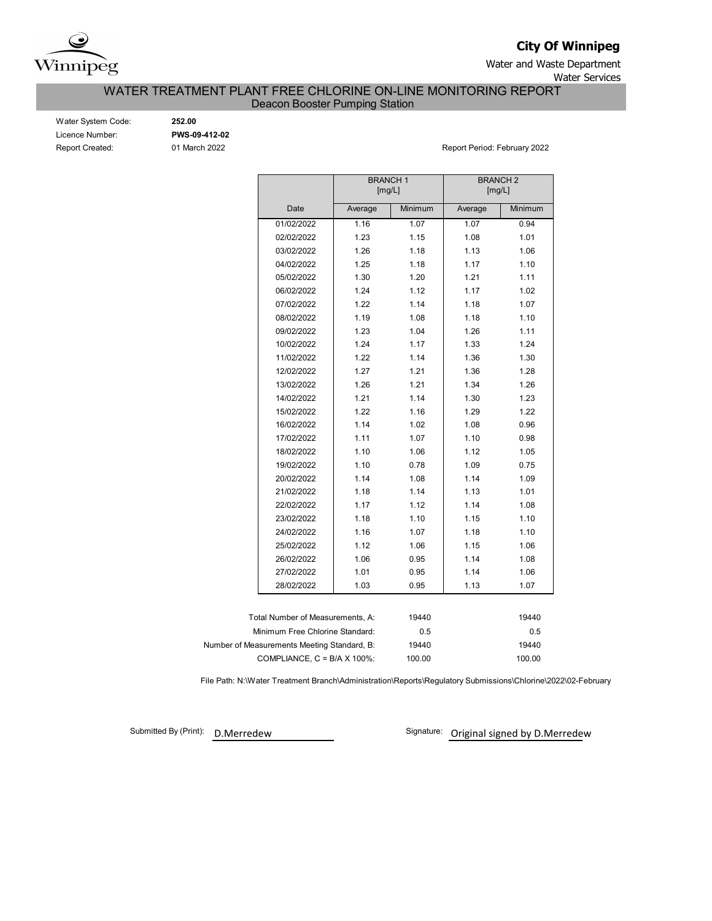**City Of Winnipeg**

Water and Waste Department

Water Services

# WATER TREATMENT PLANT FREE CHLORINE ON-LINE MONITORING REPORT

## Deacon Booster Pumping Station

Water System Code: **252.00**

Licence Number: **PWS-09-412-02**

Report Created: 01 March 2022

Report Period: February 2022

| Date | BRANCH 1 [mg/L] | | BRANCH 2 [mg/L] | |
|---|---|---|---|---|
| | Average | Minimum | Average | Minimum |
| 01/02/2022 | 1.16 | 1.07 | 1.07 | 0.94 |
| 02/02/2022 | 1.23 | 1.15 | 1.08 | 1.01 |
| 03/02/2022 | 1.26 | 1.18 | 1.13 | 1.06 |
| 04/02/2022 | 1.25 | 1.18 | 1.17 | 1.10 |
| 05/02/2022 | 1.30 | 1.20 | 1.21 | 1.11 |
| 06/02/2022 | 1.24 | 1.12 | 1.17 | 1.02 |
| 07/02/2022 | 1.22 | 1.14 | 1.18 | 1.07 |
| 08/02/2022 | 1.19 | 1.08 | 1.18 | 1.10 |
| 09/02/2022 | 1.23 | 1.04 | 1.26 | 1.11 |
| 10/02/2022 | 1.24 | 1.17 | 1.33 | 1.24 |
| 11/02/2022 | 1.22 | 1.14 | 1.36 | 1.30 |
| 12/02/2022 | 1.27 | 1.21 | 1.36 | 1.28 |
| 13/02/2022 | 1.26 | 1.21 | 1.34 | 1.26 |
| 14/02/2022 | 1.21 | 1.14 | 1.30 | 1.23 |
| 15/02/2022 | 1.22 | 1.16 | 1.29 | 1.22 |
| 16/02/2022 | 1.14 | 1.02 | 1.08 | 0.96 |
| 17/02/2022 | 1.11 | 1.07 | 1.10 | 0.98 |
| 18/02/2022 | 1.10 | 1.06 | 1.12 | 1.05 |
| 19/02/2022 | 1.10 | 0.78 | 1.09 | 0.75 |
| 20/02/2022 | 1.14 | 1.08 | 1.14 | 1.09 |
| 21/02/2022 | 1.18 | 1.14 | 1.13 | 1.01 |
| 22/02/2022 | 1.17 | 1.12 | 1.14 | 1.08 |
| 23/02/2022 | 1.18 | 1.10 | 1.15 | 1.10 |
| 24/02/2022 | 1.16 | 1.07 | 1.18 | 1.10 |
| 25/02/2022 | 1.12 | 1.06 | 1.15 | 1.06 |
| 26/02/2022 | 1.06 | 0.95 | 1.14 | 1.08 |
| 27/02/2022 | 1.01 | 0.95 | 1.14 | 1.06 |
| 28/02/2022 | 1.03 | 0.95 | 1.13 | 1.07 |

| | Branch 1 | Branch 2 |
|---|---|---|
| Total Number of Measurements, A: | 19440 | 19440 |
| Minimum Free Chlorine Standard: | 0.5 | 0.5 |
| Number of Measurements Meeting Standard, B: | 19440 | 19440 |
| COMPLIANCE, C = B/A X 100%: | 100.00 | 100.00 |

File Path: N:\Water Treatment Branch\Administration\Reports\Regulatory Submissions\Chlorine\2022\02-February

Submitted By (Print): D.Merredew

Signature: Original signed by D.Merredew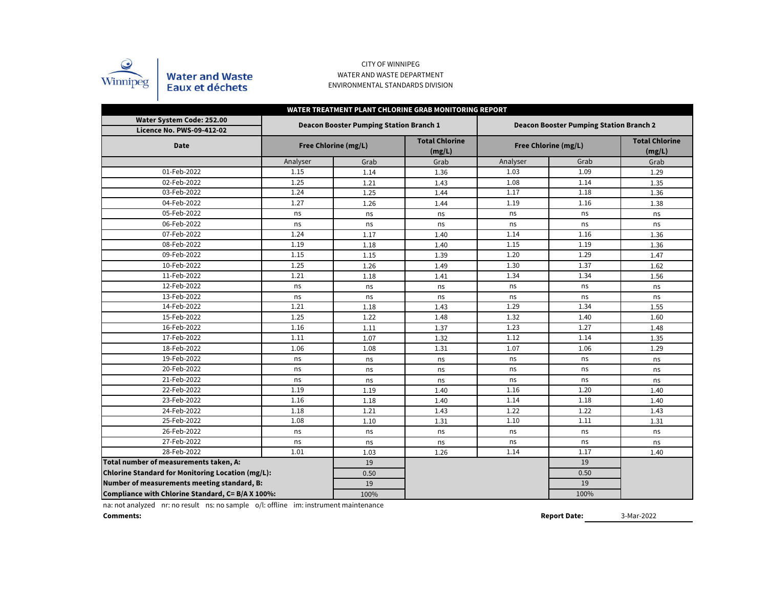CITY OF WINNIPEG
WATER AND WASTE DEPARTMENT
ENVIRONMENTAL STANDARDS DIVISION

Water and Waste
Eaux et déchets

**WATER TREATMENT PLANT CHLORINE GRAB MONITORING REPORT**

| Water System Code: 252.00 / Licence No. PWS-09-412-02 | Deacon Booster Pumping Station Branch 1 | | | Deacon Booster Pumping Station Branch 2 | | |
|---|---|---|---|---|---|---|
| **Date** | **Free Chlorine (mg/L)** | | **Total Chlorine (mg/L)** | **Free Chlorine (mg/L)** | | **Total Chlorine (mg/L)** |
| | Analyser | Grab | Grab | Analyser | Grab | Grab |
| 01-Feb-2022 | 1.15 | 1.14 | 1.36 | 1.03 | 1.09 | 1.29 |
| 02-Feb-2022 | 1.25 | 1.21 | 1.43 | 1.08 | 1.14 | 1.35 |
| 03-Feb-2022 | 1.24 | 1.25 | 1.44 | 1.17 | 1.18 | 1.36 |
| 04-Feb-2022 | 1.27 | 1.26 | 1.44 | 1.19 | 1.16 | 1.38 |
| 05-Feb-2022 | ns | ns | ns | ns | ns | ns |
| 06-Feb-2022 | ns | ns | ns | ns | ns | ns |
| 07-Feb-2022 | 1.24 | 1.17 | 1.40 | 1.14 | 1.16 | 1.36 |
| 08-Feb-2022 | 1.19 | 1.18 | 1.40 | 1.15 | 1.19 | 1.36 |
| 09-Feb-2022 | 1.15 | 1.15 | 1.39 | 1.20 | 1.29 | 1.47 |
| 10-Feb-2022 | 1.25 | 1.26 | 1.49 | 1.30 | 1.37 | 1.62 |
| 11-Feb-2022 | 1.21 | 1.18 | 1.41 | 1.34 | 1.34 | 1.56 |
| 12-Feb-2022 | ns | ns | ns | ns | ns | ns |
| 13-Feb-2022 | ns | ns | ns | ns | ns | ns |
| 14-Feb-2022 | 1.21 | 1.18 | 1.43 | 1.29 | 1.34 | 1.55 |
| 15-Feb-2022 | 1.25 | 1.22 | 1.48 | 1.32 | 1.40 | 1.60 |
| 16-Feb-2022 | 1.16 | 1.11 | 1.37 | 1.23 | 1.27 | 1.48 |
| 17-Feb-2022 | 1.11 | 1.07 | 1.32 | 1.12 | 1.14 | 1.35 |
| 18-Feb-2022 | 1.06 | 1.08 | 1.31 | 1.07 | 1.06 | 1.29 |
| 19-Feb-2022 | ns | ns | ns | ns | ns | ns |
| 20-Feb-2022 | ns | ns | ns | ns | ns | ns |
| 21-Feb-2022 | ns | ns | ns | ns | ns | ns |
| 22-Feb-2022 | 1.19 | 1.19 | 1.40 | 1.16 | 1.20 | 1.40 |
| 23-Feb-2022 | 1.16 | 1.18 | 1.40 | 1.14 | 1.18 | 1.40 |
| 24-Feb-2022 | 1.18 | 1.21 | 1.43 | 1.22 | 1.22 | 1.43 |
| 25-Feb-2022 | 1.08 | 1.10 | 1.31 | 1.10 | 1.11 | 1.31 |
| 26-Feb-2022 | ns | ns | ns | ns | ns | ns |
| 27-Feb-2022 | ns | ns | ns | ns | ns | ns |
| 28-Feb-2022 | 1.01 | 1.03 | 1.26 | 1.14 | 1.17 | 1.40 |
| **Total number of measurements taken, A:** | | 19 | | | 19 | |
| **Chlorine Standard for Monitoring Location (mg/L):** | | 0.50 | | | 0.50 | |
| **Number of measurements meeting standard, B:** | | 19 | | | 19 | |
| **Compliance with Chlorine Standard, C= B/A X 100%:** | | 100% | | | 100% | |

na: not analyzed nr: no result ns: no sample o/l: offline im: instrument maintenance

**Comments:**

**Report Date:** 3-Mar-2022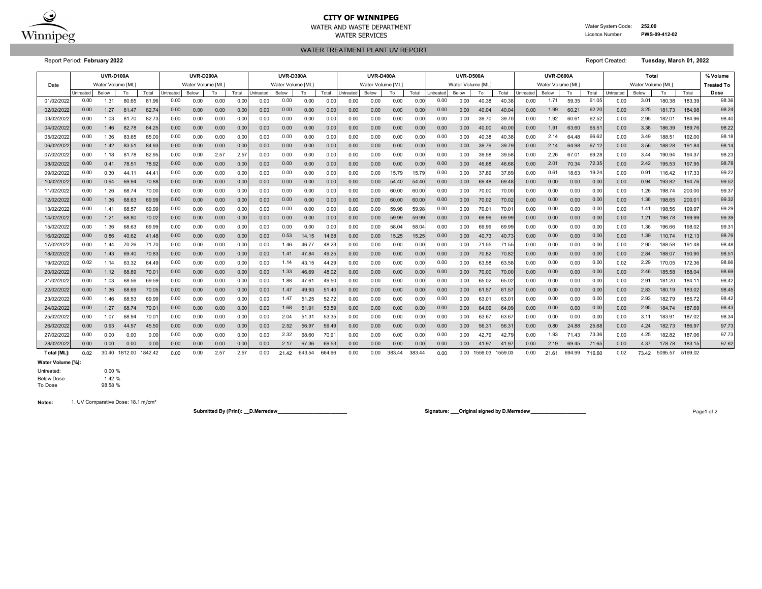# CITY OF WINNIPEG

WATER AND WASTE DEPARTMENT

WATER SERVICES

Water System Code: **252.00**

Licence Number: **PWS-09-412-02**

## WATER TREATMENT PLANT UV REPORT

Report Period: **February 2022**

Report Created: **Tuesday, March 01, 2022**

| Date | UVR-D100A | | | | UVR-D200A | | | | UVR-D300A | | | | UVR-D400A | | | | UVR-D500A | | | | UVR-D600A | | | | Total | | | | % Volume |
|---|---|---|---|---|---|---|---|---|---|---|---|---|---|---|---|---|---|---|---|---|---|---|---|---|---|---|---|---|---|
| | Water Volume [ML] | | | | Water Volume [ML] | | | | Water Volume [ML] | | | | Water Volume [ML] | | | | Water Volume [ML] | | | | Water Volume [ML] | | | | Water Volume [ML] | | | | Treated To |
| | Untreated | Below | To | Total | Untreated | Below | To | Total | Untreated | Below | To | Total | Untreated | Below | To | Total | Untreated | Below | To | Total | Untreated | Below | To | Total | Untreated | Below | To | Total | Dose |
| 01/02/2022 | 0.00 | 1.31 | 80.65 | 81.96 | 0.00 | 0.00 | 0.00 | 0.00 | 0.00 | 0.00 | 0.00 | 0.00 | 0.00 | 0.00 | 0.00 | 0.00 | 0.00 | 0.00 | 40.38 | 40.38 | 0.00 | 1.71 | 59.35 | 61.05 | 0.00 | 3.01 | 180.38 | 183.39 | 98.36 |
| 02/02/2022 | 0.00 | 1.27 | 81.47 | 82.74 | 0.00 | 0.00 | 0.00 | 0.00 | 0.00 | 0.00 | 0.00 | 0.00 | 0.00 | 0.00 | 0.00 | 0.00 | 0.00 | 0.00 | 40.04 | 40.04 | 0.00 | 1.99 | 60.21 | 62.20 | 0.00 | 3.25 | 181.73 | 184.98 | 98.24 |
| 03/02/2022 | 0.00 | 1.03 | 81.70 | 82.73 | 0.00 | 0.00 | 0.00 | 0.00 | 0.00 | 0.00 | 0.00 | 0.00 | 0.00 | 0.00 | 0.00 | 0.00 | 0.00 | 0.00 | 39.70 | 39.70 | 0.00 | 1.92 | 60.61 | 62.52 | 0.00 | 2.95 | 182.01 | 184.96 | 98.40 |
| 04/02/2022 | 0.00 | 1.46 | 82.78 | 84.25 | 0.00 | 0.00 | 0.00 | 0.00 | 0.00 | 0.00 | 0.00 | 0.00 | 0.00 | 0.00 | 0.00 | 0.00 | 0.00 | 0.00 | 40.00 | 40.00 | 0.00 | 1.91 | 63.60 | 65.51 | 0.00 | 3.38 | 186.39 | 189.76 | 98.22 |
| 05/02/2022 | 0.00 | 1.36 | 83.65 | 85.00 | 0.00 | 0.00 | 0.00 | 0.00 | 0.00 | 0.00 | 0.00 | 0.00 | 0.00 | 0.00 | 0.00 | 0.00 | 0.00 | 0.00 | 40.38 | 40.38 | 0.00 | 2.14 | 64.48 | 66.62 | 0.00 | 3.49 | 188.51 | 192.00 | 98.18 |
| 06/02/2022 | 0.00 | 1.42 | 83.51 | 84.93 | 0.00 | 0.00 | 0.00 | 0.00 | 0.00 | 0.00 | 0.00 | 0.00 | 0.00 | 0.00 | 0.00 | 0.00 | 0.00 | 0.00 | 39.79 | 39.79 | 0.00 | 2.14 | 64.98 | 67.12 | 0.00 | 3.56 | 188.28 | 191.84 | 98.14 |
| 07/02/2022 | 0.00 | 1.18 | 81.78 | 82.95 | 0.00 | 0.00 | 2.57 | 2.57 | 0.00 | 0.00 | 0.00 | 0.00 | 0.00 | 0.00 | 0.00 | 0.00 | 0.00 | 0.00 | 39.58 | 39.58 | 0.00 | 2.26 | 67.01 | 69.28 | 0.00 | 3.44 | 190.94 | 194.37 | 98.23 |
| 08/02/2022 | 0.00 | 0.41 | 78.51 | 78.92 | 0.00 | 0.00 | 0.00 | 0.00 | 0.00 | 0.00 | 0.00 | 0.00 | 0.00 | 0.00 | 0.00 | 0.00 | 0.00 | 0.00 | 46.68 | 46.68 | 0.00 | 2.01 | 70.34 | 72.35 | 0.00 | 2.42 | 195.53 | 197.95 | 98.78 |
| 09/02/2022 | 0.00 | 0.30 | 44.11 | 44.41 | 0.00 | 0.00 | 0.00 | 0.00 | 0.00 | 0.00 | 0.00 | 0.00 | 0.00 | 0.00 | 15.79 | 15.79 | 0.00 | 0.00 | 37.89 | 37.89 | 0.00 | 0.61 | 18.63 | 19.24 | 0.00 | 0.91 | 116.42 | 117.33 | 99.22 |
| 10/02/2022 | 0.00 | 0.94 | 69.94 | 70.88 | 0.00 | 0.00 | 0.00 | 0.00 | 0.00 | 0.00 | 0.00 | 0.00 | 0.00 | 0.00 | 54.40 | 54.40 | 0.00 | 0.00 | 69.48 | 69.48 | 0.00 | 0.00 | 0.00 | 0.00 | 0.00 | 0.94 | 193.82 | 194.76 | 99.52 |
| 11/02/2022 | 0.00 | 1.26 | 68.74 | 70.00 | 0.00 | 0.00 | 0.00 | 0.00 | 0.00 | 0.00 | 0.00 | 0.00 | 0.00 | 0.00 | 60.00 | 60.00 | 0.00 | 0.00 | 70.00 | 70.00 | 0.00 | 0.00 | 0.00 | 0.00 | 0.00 | 1.26 | 198.74 | 200.00 | 99.37 |
| 12/02/2022 | 0.00 | 1.36 | 68.63 | 69.99 | 0.00 | 0.00 | 0.00 | 0.00 | 0.00 | 0.00 | 0.00 | 0.00 | 0.00 | 0.00 | 60.00 | 60.00 | 0.00 | 0.00 | 70.02 | 70.02 | 0.00 | 0.00 | 0.00 | 0.00 | 0.00 | 1.36 | 198.65 | 200.01 | 99.32 |
| 13/02/2022 | 0.00 | 1.41 | 68.57 | 69.99 | 0.00 | 0.00 | 0.00 | 0.00 | 0.00 | 0.00 | 0.00 | 0.00 | 0.00 | 0.00 | 59.98 | 59.98 | 0.00 | 0.00 | 70.01 | 70.01 | 0.00 | 0.00 | 0.00 | 0.00 | 0.00 | 1.41 | 198.56 | 199.97 | 99.29 |
| 14/02/2022 | 0.00 | 1.21 | 68.80 | 70.02 | 0.00 | 0.00 | 0.00 | 0.00 | 0.00 | 0.00 | 0.00 | 0.00 | 0.00 | 0.00 | 59.99 | 59.99 | 0.00 | 0.00 | 69.99 | 69.99 | 0.00 | 0.00 | 0.00 | 0.00 | 0.00 | 1.21 | 198.78 | 199.99 | 99.39 |
| 15/02/2022 | 0.00 | 1.36 | 68.63 | 69.99 | 0.00 | 0.00 | 0.00 | 0.00 | 0.00 | 0.00 | 0.00 | 0.00 | 0.00 | 0.00 | 58.04 | 58.04 | 0.00 | 0.00 | 69.99 | 69.99 | 0.00 | 0.00 | 0.00 | 0.00 | 0.00 | 1.36 | 196.66 | 198.02 | 99.31 |
| 16/02/2022 | 0.00 | 0.86 | 40.62 | 41.48 | 0.00 | 0.00 | 0.00 | 0.00 | 0.00 | 0.53 | 14.15 | 14.68 | 0.00 | 0.00 | 15.25 | 15.25 | 0.00 | 0.00 | 40.73 | 40.73 | 0.00 | 0.00 | 0.00 | 0.00 | 0.00 | 1.39 | 110.74 | 112.13 | 98.76 |
| 17/02/2022 | 0.00 | 1.44 | 70.26 | 71.70 | 0.00 | 0.00 | 0.00 | 0.00 | 0.00 | 1.46 | 46.77 | 48.23 | 0.00 | 0.00 | 0.00 | 0.00 | 0.00 | 0.00 | 71.55 | 71.55 | 0.00 | 0.00 | 0.00 | 0.00 | 0.00 | 2.90 | 188.58 | 191.48 | 98.48 |
| 18/02/2022 | 0.00 | 1.43 | 69.40 | 70.83 | 0.00 | 0.00 | 0.00 | 0.00 | 0.00 | 1.41 | 47.84 | 49.25 | 0.00 | 0.00 | 0.00 | 0.00 | 0.00 | 0.00 | 70.82 | 70.82 | 0.00 | 0.00 | 0.00 | 0.00 | 0.00 | 2.84 | 188.07 | 190.90 | 98.51 |
| 19/02/2022 | 0.02 | 1.14 | 63.32 | 64.49 | 0.00 | 0.00 | 0.00 | 0.00 | 0.00 | 1.14 | 43.15 | 44.29 | 0.00 | 0.00 | 0.00 | 0.00 | 0.00 | 0.00 | 63.58 | 63.58 | 0.00 | 0.00 | 0.00 | 0.00 | 0.02 | 2.29 | 170.05 | 172.36 | 98.66 |
| 20/02/2022 | 0.00 | 1.12 | 68.89 | 70.01 | 0.00 | 0.00 | 0.00 | 0.00 | 0.00 | 1.33 | 46.69 | 48.02 | 0.00 | 0.00 | 0.00 | 0.00 | 0.00 | 0.00 | 70.00 | 70.00 | 0.00 | 0.00 | 0.00 | 0.00 | 0.00 | 2.46 | 185.58 | 188.04 | 98.69 |
| 21/02/2022 | 0.00 | 1.03 | 68.56 | 69.59 | 0.00 | 0.00 | 0.00 | 0.00 | 0.00 | 1.88 | 47.61 | 49.50 | 0.00 | 0.00 | 0.00 | 0.00 | 0.00 | 0.00 | 65.02 | 65.02 | 0.00 | 0.00 | 0.00 | 0.00 | 0.00 | 2.91 | 181.20 | 184.11 | 98.42 |
| 22/02/2022 | 0.00 | 1.36 | 68.69 | 70.05 | 0.00 | 0.00 | 0.00 | 0.00 | 0.00 | 1.47 | 49.93 | 51.40 | 0.00 | 0.00 | 0.00 | 0.00 | 0.00 | 0.00 | 61.57 | 61.57 | 0.00 | 0.00 | 0.00 | 0.00 | 0.00 | 2.83 | 180.19 | 183.02 | 98.45 |
| 23/02/2022 | 0.00 | 1.46 | 68.53 | 69.99 | 0.00 | 0.00 | 0.00 | 0.00 | 0.00 | 1.47 | 51.25 | 52.72 | 0.00 | 0.00 | 0.00 | 0.00 | 0.00 | 0.00 | 63.01 | 63.01 | 0.00 | 0.00 | 0.00 | 0.00 | 0.00 | 2.93 | 182.79 | 185.72 | 98.42 |
| 24/02/2022 | 0.00 | 1.27 | 68.74 | 70.01 | 0.00 | 0.00 | 0.00 | 0.00 | 0.00 | 1.68 | 51.91 | 53.59 | 0.00 | 0.00 | 0.00 | 0.00 | 0.00 | 0.00 | 64.09 | 64.09 | 0.00 | 0.00 | 0.00 | 0.00 | 0.00 | 2.95 | 184.74 | 187.69 | 98.43 |
| 25/02/2022 | 0.00 | 1.07 | 68.94 | 70.01 | 0.00 | 0.00 | 0.00 | 0.00 | 0.00 | 2.04 | 51.31 | 53.35 | 0.00 | 0.00 | 0.00 | 0.00 | 0.00 | 0.00 | 63.67 | 63.67 | 0.00 | 0.00 | 0.00 | 0.00 | 0.00 | 3.11 | 183.91 | 187.02 | 98.34 |
| 26/02/2022 | 0.00 | 0.93 | 44.57 | 45.50 | 0.00 | 0.00 | 0.00 | 0.00 | 0.00 | 2.52 | 56.97 | 59.49 | 0.00 | 0.00 | 0.00 | 0.00 | 0.00 | 0.00 | 56.31 | 56.31 | 0.00 | 0.80 | 24.88 | 25.68 | 0.00 | 4.24 | 182.73 | 186.97 | 97.73 |
| 27/02/2022 | 0.00 | 0.00 | 0.00 | 0.00 | 0.00 | 0.00 | 0.00 | 0.00 | 0.00 | 2.32 | 68.60 | 70.91 | 0.00 | 0.00 | 0.00 | 0.00 | 0.00 | 0.00 | 42.79 | 42.79 | 0.00 | 1.93 | 71.43 | 73.36 | 0.00 | 4.25 | 182.82 | 187.06 | 97.73 |
| 28/02/2022 | 0.00 | 0.00 | 0.00 | 0.00 | 0.00 | 0.00 | 0.00 | 0.00 | 0.00 | 2.17 | 67.36 | 69.53 | 0.00 | 0.00 | 0.00 | 0.00 | 0.00 | 0.00 | 41.97 | 41.97 | 0.00 | 2.19 | 69.45 | 71.65 | 0.00 | 4.37 | 178.78 | 183.15 | 97.62 |
| **Total [ML]:** | 0.02 | 30.40 | 1812.00 | 1842.42 | 0.00 | 0.00 | 2.57 | 2.57 | 0.00 | 21.42 | 643.54 | 664.96 | 0.00 | 0.00 | 383.44 | 383.44 | 0.00 | 0.00 | 1559.03 | 1559.03 | 0.00 | 21.61 | 694.99 | 716.60 | 0.02 | 73.42 | 5095.57 | 5169.02 | |

**Water Volume [%]:**

| | |
|---|---|
| Untreated: | 0.00 % |
| Below Dose | 1.42 % |
| To Dose | 98.58 % |

**Notes:** 1. UV Comparative Dose: 18.1 mj/cm²

**Submitted By (Print):** __D.Merredew________________________

**Signature:** ___Original signed by D.Merredew___________________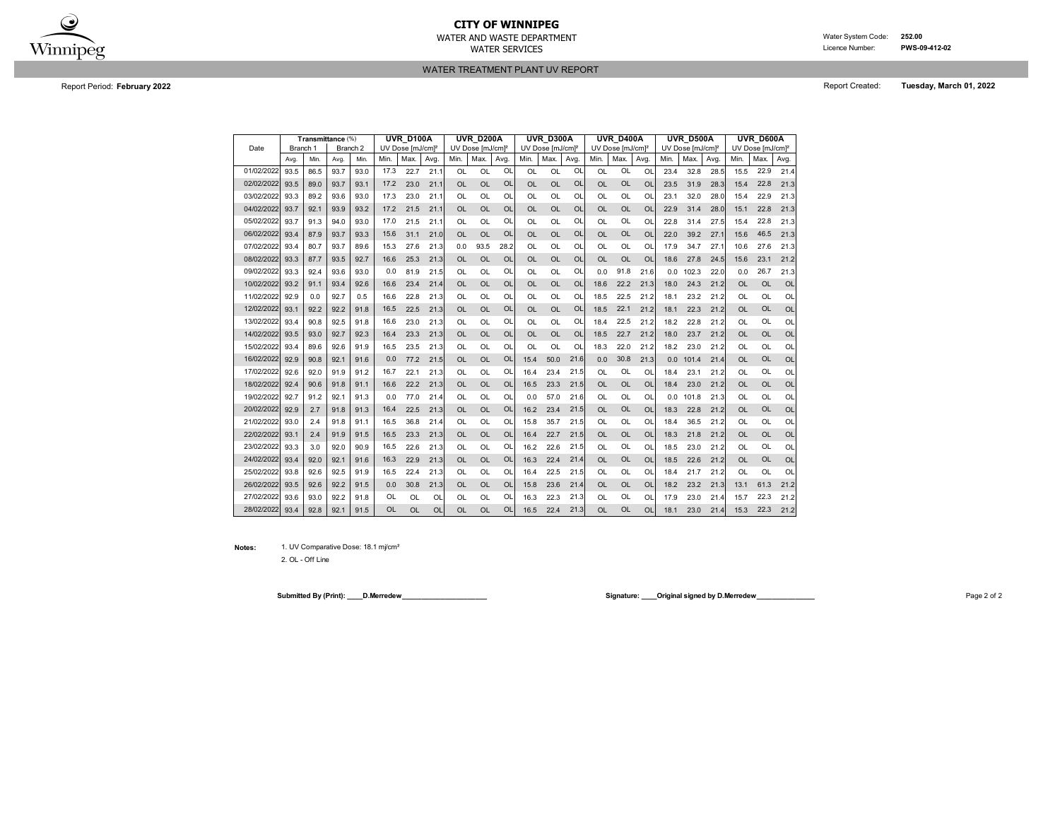# CITY OF WINNIPEG

WATER AND WASTE DEPARTMENT

WATER SERVICES

Water System Code: **252.00**

Licence Number: **PWS-09-412-02**

## WATER TREATMENT PLANT UV REPORT

Report Period: **February 2022**

Report Created: **Tuesday, March 01, 2022**

| Date | Transmittance (%) | | | | UVR_D100A | | | UVR_D200A | | | UVR_D300A | | | UVR_D400A | | | UVR_D500A | | | UVR_D600A | | |
|---|---|---|---|---|---|---|---|---|---|---|---|---|---|---|---|---|---|---|---|---|---|---|
| | Branch 1 | | Branch 2 | | UV Dose [mJ/cm]² | | | UV Dose [mJ/cm]² | | | UV Dose [mJ/cm]² | | | UV Dose [mJ/cm]² | | | UV Dose [mJ/cm]² | | | UV Dose [mJ/cm]² | | |
| | Avg. | Min. | Avg. | Min. | Min. | Max. | Avg. | Min. | Max. | Avg. | Min. | Max. | Avg. | Min. | Max. | Avg. | Min. | Max. | Avg. | Min. | Max. | Avg. |
| 01/02/2022 | 93.5 | 86.5 | 93.7 | 93.0 | 17.3 | 22.7 | 21.1 | OL | OL | OL | OL | OL | OL | OL | OL | OL | 23.4 | 32.8 | 28.5 | 15.5 | 22.9 | 21.4 |
| 02/02/2022 | 93.5 | 89.0 | 93.7 | 93.1 | 17.2 | 23.0 | 21.1 | OL | OL | OL | OL | OL | OL | OL | OL | OL | 23.5 | 31.9 | 28.3 | 15.4 | 22.8 | 21.3 |
| 03/02/2022 | 93.3 | 89.2 | 93.6 | 93.0 | 17.3 | 23.0 | 21.1 | OL | OL | OL | OL | OL | OL | OL | OL | OL | 23.1 | 32.0 | 28.0 | 15.4 | 22.9 | 21.3 |
| 04/02/2022 | 93.7 | 92.1 | 93.9 | 93.2 | 17.2 | 21.5 | 21.1 | OL | OL | OL | OL | OL | OL | OL | OL | OL | 22.9 | 31.4 | 28.0 | 15.1 | 22.8 | 21.3 |
| 05/02/2022 | 93.7 | 91.3 | 94.0 | 93.0 | 17.0 | 21.5 | 21.1 | OL | OL | OL | OL | OL | OL | OL | OL | OL | 22.8 | 31.4 | 27.5 | 15.4 | 22.8 | 21.3 |
| 06/02/2022 | 93.4 | 87.9 | 93.7 | 93.3 | 15.6 | 31.1 | 21.0 | OL | OL | OL | OL | OL | OL | OL | OL | OL | 22.0 | 39.2 | 27.1 | 15.6 | 46.5 | 21.3 |
| 07/02/2022 | 93.4 | 80.7 | 93.7 | 89.6 | 15.3 | 27.6 | 21.3 | 0.0 | 93.5 | 28.2 | OL | OL | OL | OL | OL | OL | 17.9 | 34.7 | 27.1 | 10.6 | 27.6 | 21.3 |
| 08/02/2022 | 93.3 | 87.7 | 93.5 | 92.7 | 16.6 | 25.3 | 21.3 | OL | OL | OL | OL | OL | OL | OL | OL | OL | 18.6 | 27.8 | 24.5 | 15.6 | 23.1 | 21.2 |
| 09/02/2022 | 93.3 | 92.4 | 93.6 | 93.0 | 0.0 | 81.9 | 21.5 | OL | OL | OL | OL | OL | OL | 0.0 | 91.8 | 21.6 | 0.0 | 102.3 | 22.0 | 0.0 | 26.7 | 21.3 |
| 10/02/2022 | 93.2 | 91.1 | 93.4 | 92.6 | 16.6 | 23.4 | 21.4 | OL | OL | OL | OL | OL | OL | 18.6 | 22.2 | 21.3 | 18.0 | 24.3 | 21.2 | OL | OL | OL |
| 11/02/2022 | 92.9 | 0.0 | 92.7 | 0.5 | 16.6 | 22.8 | 21.3 | OL | OL | OL | OL | OL | OL | 18.5 | 22.5 | 21.2 | 18.1 | 23.2 | 21.2 | OL | OL | OL |
| 12/02/2022 | 93.1 | 92.2 | 92.2 | 91.8 | 16.5 | 22.5 | 21.3 | OL | OL | OL | OL | OL | OL | 18.5 | 22.1 | 21.2 | 18.1 | 22.3 | 21.2 | OL | OL | OL |
| 13/02/2022 | 93.4 | 90.8 | 92.5 | 91.8 | 16.6 | 23.0 | 21.3 | OL | OL | OL | OL | OL | OL | 18.4 | 22.5 | 21.2 | 18.2 | 22.8 | 21.2 | OL | OL | OL |
| 14/02/2022 | 93.5 | 93.0 | 92.7 | 92.3 | 16.4 | 23.3 | 21.3 | OL | OL | OL | OL | OL | OL | 18.5 | 22.7 | 21.2 | 18.0 | 23.7 | 21.2 | OL | OL | OL |
| 15/02/2022 | 93.4 | 89.6 | 92.6 | 91.9 | 16.5 | 23.5 | 21.3 | OL | OL | OL | OL | OL | OL | 18.3 | 22.0 | 21.2 | 18.2 | 23.0 | 21.2 | OL | OL | OL |
| 16/02/2022 | 92.9 | 90.8 | 92.1 | 91.6 | 0.0 | 77.2 | 21.5 | OL | OL | OL | 15.4 | 50.0 | 21.6 | 0.0 | 30.8 | 21.3 | 0.0 | 101.4 | 21.4 | OL | OL | OL |
| 17/02/2022 | 92.6 | 92.0 | 91.9 | 91.2 | 16.7 | 22.1 | 21.3 | OL | OL | OL | 16.4 | 23.4 | 21.5 | OL | OL | OL | 18.4 | 23.1 | 21.2 | OL | OL | OL |
| 18/02/2022 | 92.4 | 90.6 | 91.8 | 91.1 | 16.6 | 22.2 | 21.3 | OL | OL | OL | 16.5 | 23.3 | 21.5 | OL | OL | OL | 18.4 | 23.0 | 21.2 | OL | OL | OL |
| 19/02/2022 | 92.7 | 91.2 | 92.1 | 91.3 | 0.0 | 77.0 | 21.4 | OL | OL | OL | 0.0 | 57.0 | 21.6 | OL | OL | OL | 0.0 | 101.8 | 21.3 | OL | OL | OL |
| 20/02/2022 | 92.9 | 2.7 | 91.8 | 91.3 | 16.4 | 22.5 | 21.3 | OL | OL | OL | 16.2 | 23.4 | 21.5 | OL | OL | OL | 18.3 | 22.8 | 21.2 | OL | OL | OL |
| 21/02/2022 | 93.0 | 2.4 | 91.8 | 91.1 | 16.5 | 36.8 | 21.4 | OL | OL | OL | 15.8 | 35.7 | 21.5 | OL | OL | OL | 18.4 | 36.5 | 21.2 | OL | OL | OL |
| 22/02/2022 | 93.1 | 2.4 | 91.9 | 91.5 | 16.5 | 23.3 | 21.3 | OL | OL | OL | 16.4 | 22.7 | 21.5 | OL | OL | OL | 18.3 | 21.8 | 21.2 | OL | OL | OL |
| 23/02/2022 | 93.3 | 3.0 | 92.0 | 90.9 | 16.5 | 22.6 | 21.3 | OL | OL | OL | 16.2 | 22.6 | 21.5 | OL | OL | OL | 18.5 | 23.0 | 21.2 | OL | OL | OL |
| 24/02/2022 | 93.4 | 92.0 | 92.1 | 91.6 | 16.3 | 22.9 | 21.3 | OL | OL | OL | 16.3 | 22.4 | 21.4 | OL | OL | OL | 18.5 | 22.6 | 21.2 | OL | OL | OL |
| 25/02/2022 | 93.8 | 92.6 | 92.5 | 91.9 | 16.5 | 22.4 | 21.3 | OL | OL | OL | 16.4 | 22.5 | 21.5 | OL | OL | OL | 18.4 | 21.7 | 21.2 | OL | OL | OL |
| 26/02/2022 | 93.5 | 92.6 | 92.2 | 91.5 | 0.0 | 30.8 | 21.3 | OL | OL | OL | 15.8 | 23.6 | 21.4 | OL | OL | OL | 18.2 | 23.2 | 21.3 | 13.1 | 61.3 | 21.2 |
| 27/02/2022 | 93.6 | 93.0 | 92.2 | 91.8 | OL | OL | OL | OL | OL | OL | 16.3 | 22.3 | 21.3 | OL | OL | OL | 17.9 | 23.0 | 21.4 | 15.7 | 22.3 | 21.2 |
| 28/02/2022 | 93.4 | 92.8 | 92.1 | 91.5 | OL | OL | OL | OL | OL | OL | 16.5 | 22.4 | 21.3 | OL | OL | OL | 18.1 | 23.0 | 21.4 | 15.3 | 22.3 | 21.2 |

**Notes:**
1. UV Comparative Dose: 18.1 mj/cm²
2. OL - Off Line

**Submitted By (Print): ____D.Merredew______________________**

**Signature: ____Original signed by D.Merredew_______________**